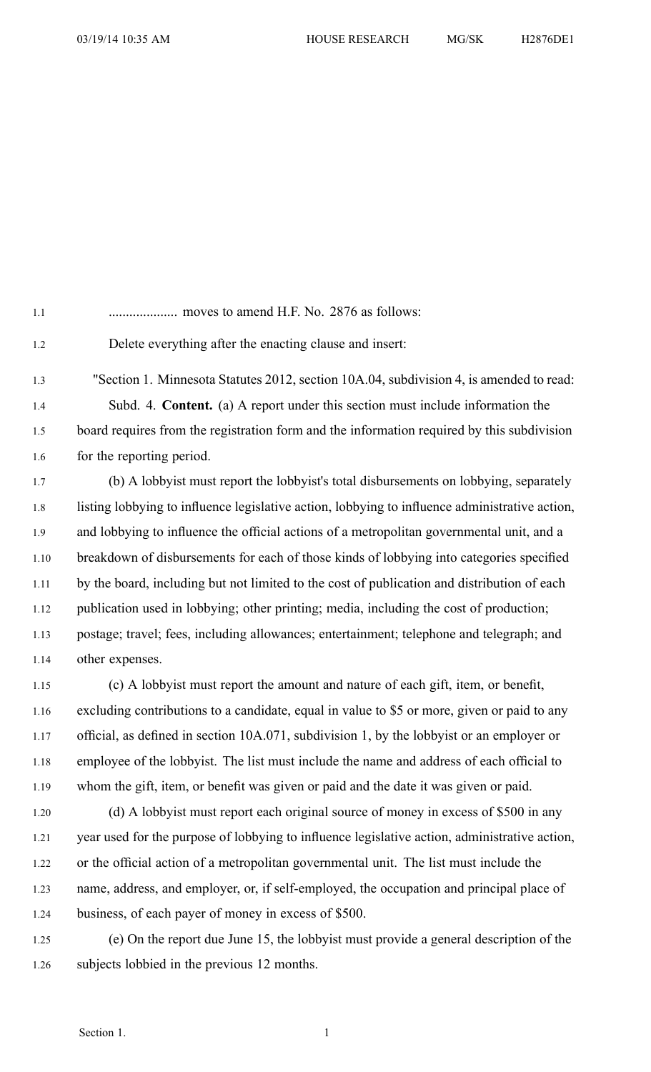.................... moves to amend H.F. No. 2876 as follows:

Delete everything after the enacting clause and insert:

"Section 1. Minnesota Statutes 2012, section 10A.04, subdivision 4, is amended to read:

Subd. 4. **Content.** (a) A report under this section must include information the board requires from the registration form and the information required by this subdivision for the reporting period.

(b) A lobbyist must report the lobbyist's total disbursements on lobbying, separately listing lobbying to influence legislative action, lobbying to influence administrative action, and lobbying to influence the official actions of a metropolitan governmental unit, and a breakdown of disbursements for each of those kinds of lobbying into categories specified by the board, including but not limited to the cost of publication and distribution of each publication used in lobbying; other printing; media, including the cost of production; postage; travel; fees, including allowances; entertainment; telephone and telegraph; and other expenses.

(c) A lobbyist must report the amount and nature of each gift, item, or benefit, excluding contributions to a candidate, equal in value to $5 or more, given or paid to any official, as defined in section 10A.071, subdivision 1, by the lobbyist or an employer or employee of the lobbyist. The list must include the name and address of each official to whom the gift, item, or benefit was given or paid and the date it was given or paid.

(d) A lobbyist must report each original source of money in excess of $500 in any year used for the purpose of lobbying to influence legislative action, administrative action, or the official action of a metropolitan governmental unit. The list must include the name, address, and employer, or, if self-employed, the occupation and principal place of business, of each payer of money in excess of $500.

(e) On the report due June 15, the lobbyist must provide a general description of the subjects lobbied in the previous 12 months.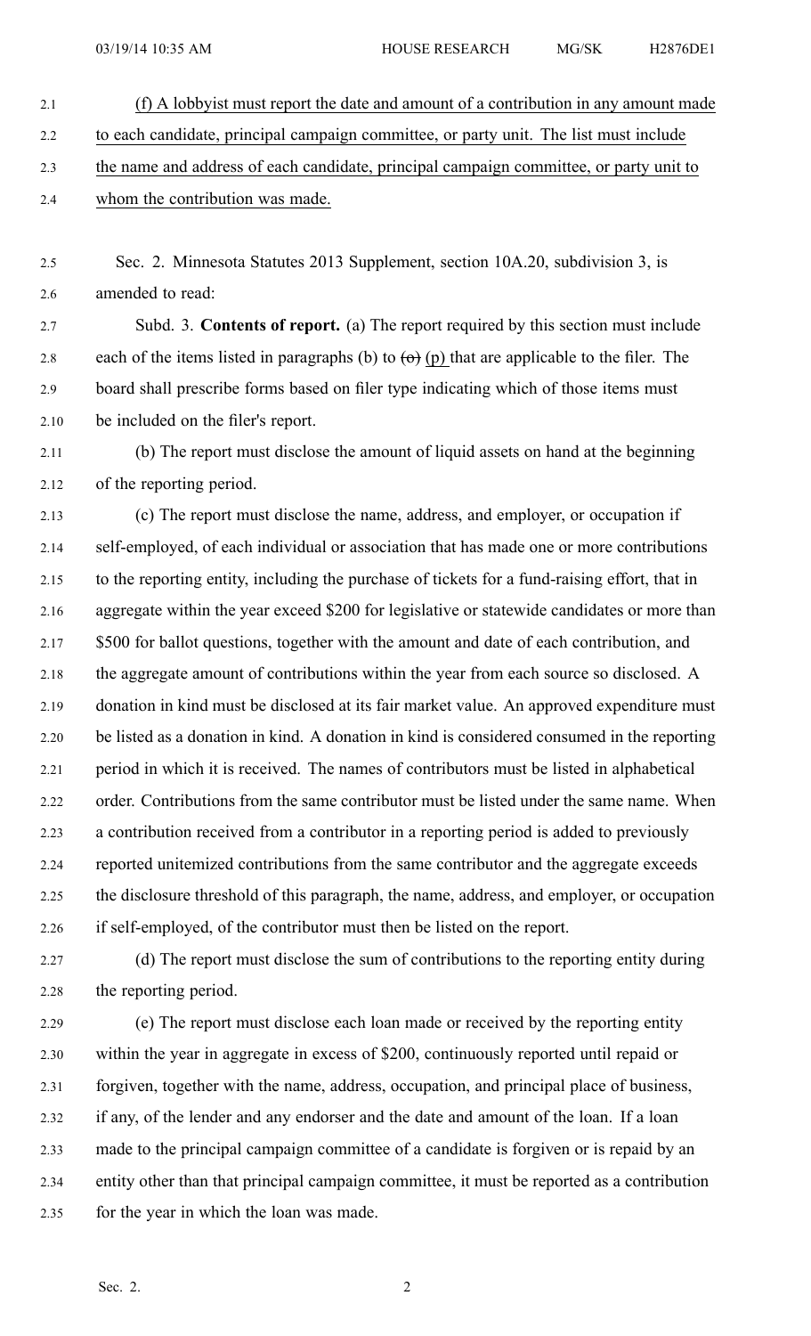(f) A lobbyist must report the date and amount of a contribution in any amount made to each candidate, principal campaign committee, or party unit. The list must include the name and address of each candidate, principal campaign committee, or party unit to whom the contribution was made.

Sec. 2. Minnesota Statutes 2013 Supplement, section 10A.20, subdivision 3, is amended to read:

Subd. 3. **Contents of report.** (a) The report required by this section must include each of the items listed in paragraphs (b) to ~~(o)~~ (p) that are applicable to the filer. The board shall prescribe forms based on filer type indicating which of those items must be included on the filer's report.

(b) The report must disclose the amount of liquid assets on hand at the beginning of the reporting period.

(c) The report must disclose the name, address, and employer, or occupation if self-employed, of each individual or association that has made one or more contributions to the reporting entity, including the purchase of tickets for a fund-raising effort, that in aggregate within the year exceed $200 for legislative or statewide candidates or more than $500 for ballot questions, together with the amount and date of each contribution, and the aggregate amount of contributions within the year from each source so disclosed. A donation in kind must be disclosed at its fair market value. An approved expenditure must be listed as a donation in kind. A donation in kind is considered consumed in the reporting period in which it is received. The names of contributors must be listed in alphabetical order. Contributions from the same contributor must be listed under the same name. When a contribution received from a contributor in a reporting period is added to previously reported unitemized contributions from the same contributor and the aggregate exceeds the disclosure threshold of this paragraph, the name, address, and employer, or occupation if self-employed, of the contributor must then be listed on the report.

(d) The report must disclose the sum of contributions to the reporting entity during the reporting period.

(e) The report must disclose each loan made or received by the reporting entity within the year in aggregate in excess of $200, continuously reported until repaid or forgiven, together with the name, address, occupation, and principal place of business, if any, of the lender and any endorser and the date and amount of the loan. If a loan made to the principal campaign committee of a candidate is forgiven or is repaid by an entity other than that principal campaign committee, it must be reported as a contribution for the year in which the loan was made.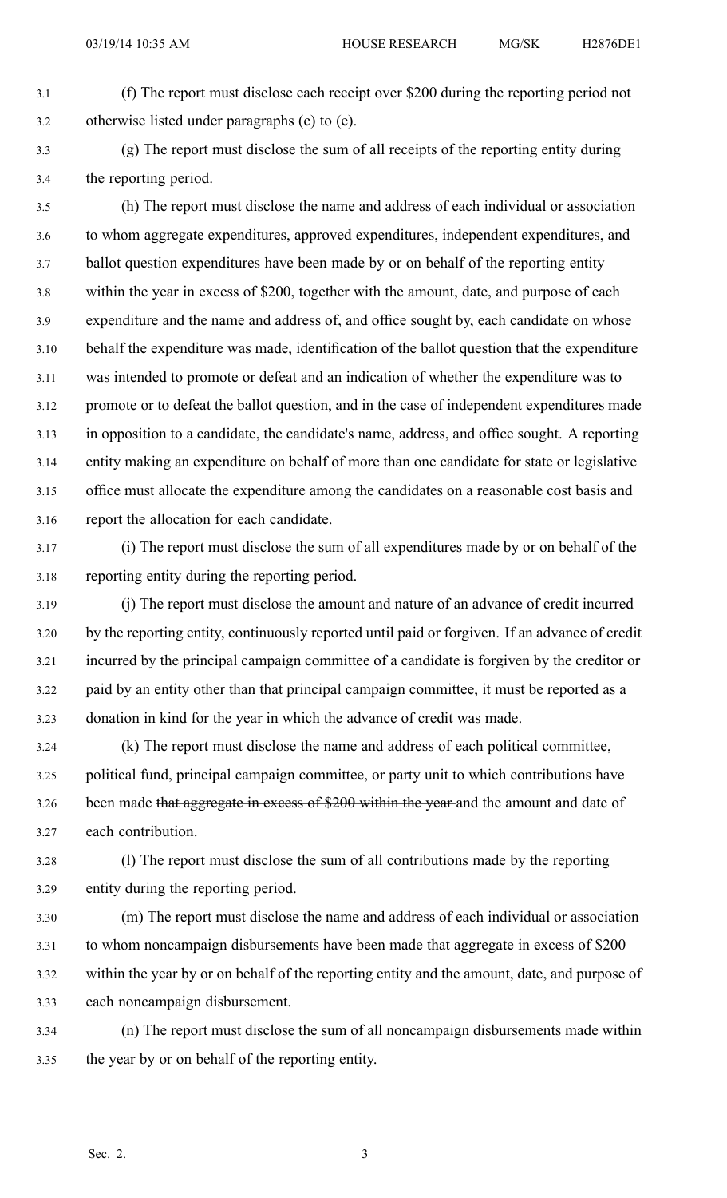(f) The report must disclose each receipt over $200 during the reporting period not otherwise listed under paragraphs (c) to (e).

(g) The report must disclose the sum of all receipts of the reporting entity during the reporting period.

(h) The report must disclose the name and address of each individual or association to whom aggregate expenditures, approved expenditures, independent expenditures, and ballot question expenditures have been made by or on behalf of the reporting entity within the year in excess of $200, together with the amount, date, and purpose of each expenditure and the name and address of, and office sought by, each candidate on whose behalf the expenditure was made, identification of the ballot question that the expenditure was intended to promote or defeat and an indication of whether the expenditure was to promote or to defeat the ballot question, and in the case of independent expenditures made in opposition to a candidate, the candidate's name, address, and office sought. A reporting entity making an expenditure on behalf of more than one candidate for state or legislative office must allocate the expenditure among the candidates on a reasonable cost basis and report the allocation for each candidate.

(i) The report must disclose the sum of all expenditures made by or on behalf of the reporting entity during the reporting period.

(j) The report must disclose the amount and nature of an advance of credit incurred by the reporting entity, continuously reported until paid or forgiven. If an advance of credit incurred by the principal campaign committee of a candidate is forgiven by the creditor or paid by an entity other than that principal campaign committee, it must be reported as a donation in kind for the year in which the advance of credit was made.

(k) The report must disclose the name and address of each political committee, political fund, principal campaign committee, or party unit to which contributions have been made ~~that aggregate in excess of $200 within the year~~ and the amount and date of each contribution.

(l) The report must disclose the sum of all contributions made by the reporting entity during the reporting period.

(m) The report must disclose the name and address of each individual or association to whom noncampaign disbursements have been made that aggregate in excess of $200 within the year by or on behalf of the reporting entity and the amount, date, and purpose of each noncampaign disbursement.

(n) The report must disclose the sum of all noncampaign disbursements made within the year by or on behalf of the reporting entity.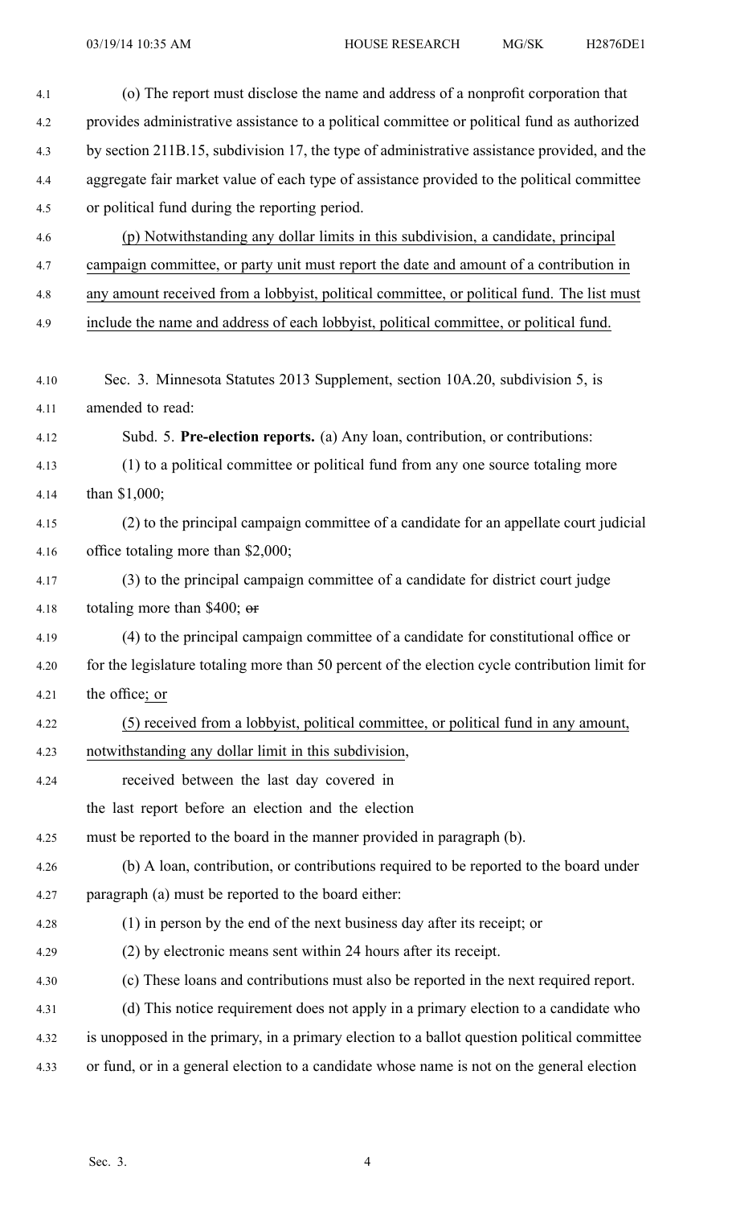(o) The report must disclose the name and address of a nonprofit corporation that provides administrative assistance to a political committee or political fund as authorized by section 211B.15, subdivision 17, the type of administrative assistance provided, and the aggregate fair market value of each type of assistance provided to the political committee or political fund during the reporting period.

(p) Notwithstanding any dollar limits in this subdivision, a candidate, principal campaign committee, or party unit must report the date and amount of a contribution in any amount received from a lobbyist, political committee, or political fund. The list must include the name and address of each lobbyist, political committee, or political fund.

Sec. 3. Minnesota Statutes 2013 Supplement, section 10A.20, subdivision 5, is amended to read:

Subd. 5. **Pre-election reports.** (a) Any loan, contribution, or contributions:

(1) to a political committee or political fund from any one source totaling more than $1,000;

(2) to the principal campaign committee of a candidate for an appellate court judicial office totaling more than $2,000;

(3) to the principal campaign committee of a candidate for district court judge totaling more than $400; ~~or~~

(4) to the principal campaign committee of a candidate for constitutional office or for the legislature totaling more than 50 percent of the election cycle contribution limit for the office; or

(5) received from a lobbyist, political committee, or political fund in any amount, notwithstanding any dollar limit in this subdivision,

received between the last day covered in the last report before an election and the election must be reported to the board in the manner provided in paragraph (b).

(b) A loan, contribution, or contributions required to be reported to the board under paragraph (a) must be reported to the board either:

(1) in person by the end of the next business day after its receipt; or

(2) by electronic means sent within 24 hours after its receipt.

(c) These loans and contributions must also be reported in the next required report.

(d) This notice requirement does not apply in a primary election to a candidate who is unopposed in the primary, in a primary election to a ballot question political committee or fund, or in a general election to a candidate whose name is not on the general election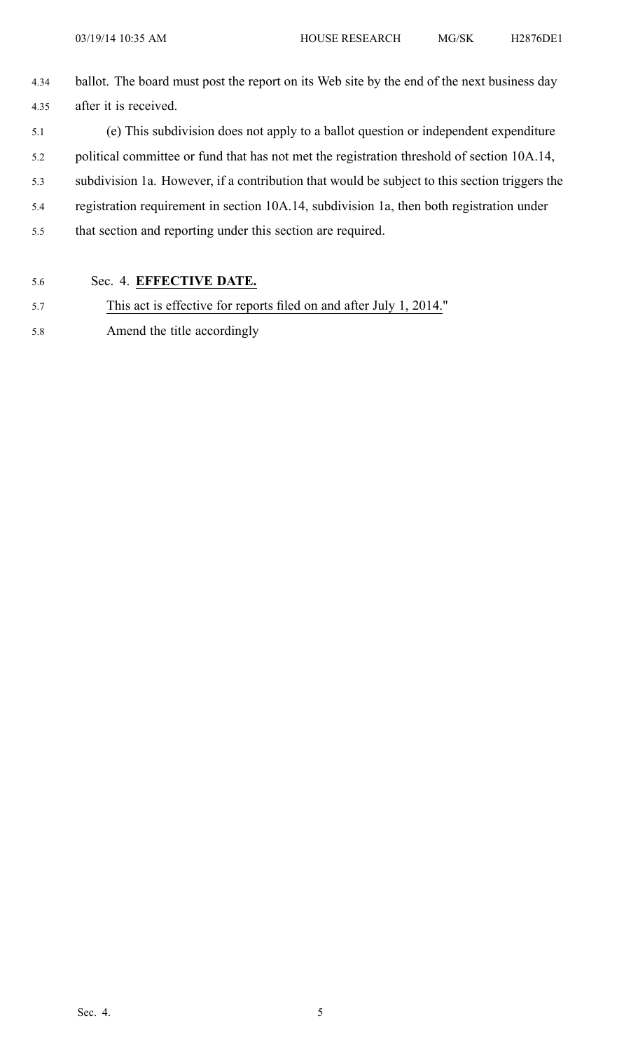ballot. The board must post the report on its Web site by the end of the next business day after it is received.

(e) This subdivision does not apply to a ballot question or independent expenditure political committee or fund that has not met the registration threshold of section 10A.14, subdivision 1a. However, if a contribution that would be subject to this section triggers the registration requirement in section 10A.14, subdivision 1a, then both registration under that section and reporting under this section are required.

Sec. 4. **EFFECTIVE DATE.**

This act is effective for reports filed on and after July 1, 2014."

Amend the title accordingly